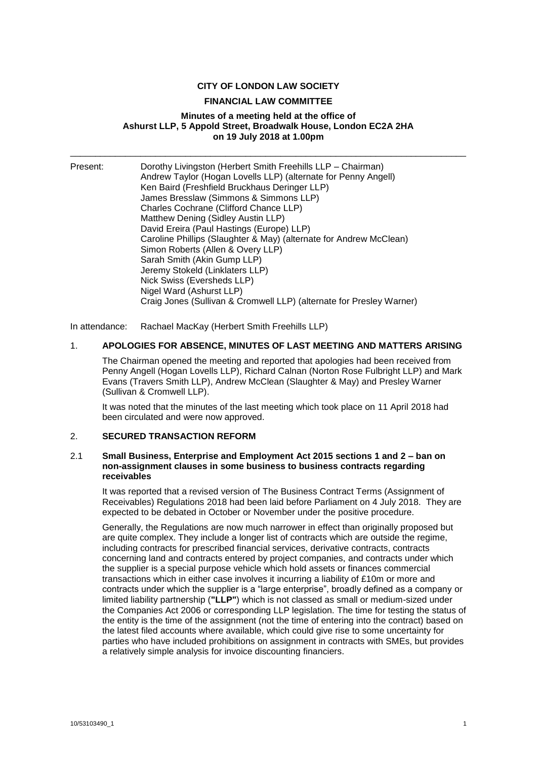**CITY OF LONDON LAW SOCIETY**

**FINANCIAL LAW COMMITTEE**

**Minutes of a meeting held at the office of Ashurst LLP, 5 Appold Street, Broadwalk House, London EC2A 2HA on 19 July 2018 at 1.00pm**

---

Present:
Dorothy Livingston (Herbert Smith Freehills LLP – Chairman)
Andrew Taylor (Hogan Lovells LLP) (alternate for Penny Angell)
Ken Baird (Freshfield Bruckhaus Deringer LLP)
James Bresslaw (Simmons & Simmons LLP)
Charles Cochrane (Clifford Chance LLP)
Matthew Dening (Sidley Austin LLP)
David Ereira (Paul Hastings (Europe) LLP)
Caroline Phillips (Slaughter & May) (alternate for Andrew McClean)
Simon Roberts (Allen & Overy LLP)
Sarah Smith (Akin Gump LLP)
Jeremy Stokeld (Linklaters LLP)
Nick Swiss (Eversheds LLP)
Nigel Ward (Ashurst LLP)
Craig Jones (Sullivan & Cromwell LLP) (alternate for Presley Warner)

In attendance: Rachael MacKay (Herbert Smith Freehills LLP)

## 1. APOLOGIES FOR ABSENCE, MINUTES OF LAST MEETING AND MATTERS ARISING

The Chairman opened the meeting and reported that apologies had been received from Penny Angell (Hogan Lovells LLP), Richard Calnan (Norton Rose Fulbright LLP) and Mark Evans (Travers Smith LLP), Andrew McClean (Slaughter & May) and Presley Warner (Sullivan & Cromwell LLP).

It was noted that the minutes of the last meeting which took place on 11 April 2018 had been circulated and were now approved.

## 2. SECURED TRANSACTION REFORM

### 2.1 Small Business, Enterprise and Employment Act 2015 sections 1 and 2 – ban on non-assignment clauses in some business to business contracts regarding receivables

It was reported that a revised version of The Business Contract Terms (Assignment of Receivables) Regulations 2018 had been laid before Parliament on 4 July 2018. They are expected to be debated in October or November under the positive procedure.

Generally, the Regulations are now much narrower in effect than originally proposed but are quite complex. They include a longer list of contracts which are outside the regime, including contracts for prescribed financial services, derivative contracts, contracts concerning land and contracts entered by project companies, and contracts under which the supplier is a special purpose vehicle which hold assets or finances commercial transactions which in either case involves it incurring a liability of £10m or more and contracts under which the supplier is a "large enterprise", broadly defined as a company or limited liability partnership (**"LLP"**) which is not classed as small or medium-sized under the Companies Act 2006 or corresponding LLP legislation. The time for testing the status of the entity is the time of the assignment (not the time of entering into the contract) based on the latest filed accounts where available, which could give rise to some uncertainty for parties who have included prohibitions on assignment in contracts with SMEs, but provides a relatively simple analysis for invoice discounting financiers.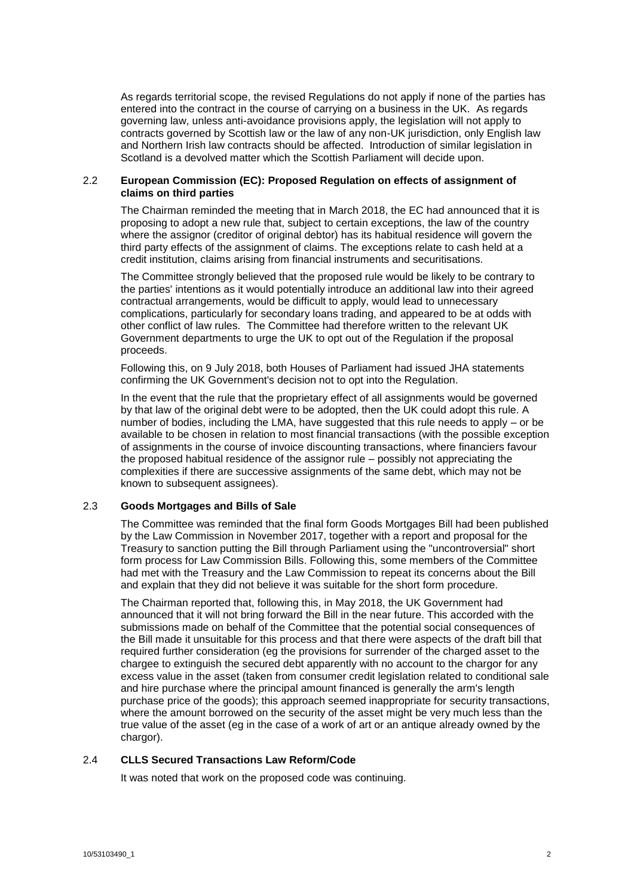As regards territorial scope, the revised Regulations do not apply if none of the parties has entered into the contract in the course of carrying on a business in the UK. As regards governing law, unless anti-avoidance provisions apply, the legislation will not apply to contracts governed by Scottish law or the law of any non-UK jurisdiction, only English law and Northern Irish law contracts should be affected. Introduction of similar legislation in Scotland is a devolved matter which the Scottish Parliament will decide upon.

### 2.2 European Commission (EC): Proposed Regulation on effects of assignment of claims on third parties

The Chairman reminded the meeting that in March 2018, the EC had announced that it is proposing to adopt a new rule that, subject to certain exceptions, the law of the country where the assignor (creditor of original debtor) has its habitual residence will govern the third party effects of the assignment of claims. The exceptions relate to cash held at a credit institution, claims arising from financial instruments and securitisations.

The Committee strongly believed that the proposed rule would be likely to be contrary to the parties' intentions as it would potentially introduce an additional law into their agreed contractual arrangements, would be difficult to apply, would lead to unnecessary complications, particularly for secondary loans trading, and appeared to be at odds with other conflict of law rules. The Committee had therefore written to the relevant UK Government departments to urge the UK to opt out of the Regulation if the proposal proceeds.

Following this, on 9 July 2018, both Houses of Parliament had issued JHA statements confirming the UK Government's decision not to opt into the Regulation.

In the event that the rule that the proprietary effect of all assignments would be governed by that law of the original debt were to be adopted, then the UK could adopt this rule. A number of bodies, including the LMA, have suggested that this rule needs to apply – or be available to be chosen in relation to most financial transactions (with the possible exception of assignments in the course of invoice discounting transactions, where financiers favour the proposed habitual residence of the assignor rule – possibly not appreciating the complexities if there are successive assignments of the same debt, which may not be known to subsequent assignees).

### 2.3 Goods Mortgages and Bills of Sale

The Committee was reminded that the final form Goods Mortgages Bill had been published by the Law Commission in November 2017, together with a report and proposal for the Treasury to sanction putting the Bill through Parliament using the "uncontroversial" short form process for Law Commission Bills. Following this, some members of the Committee had met with the Treasury and the Law Commission to repeat its concerns about the Bill and explain that they did not believe it was suitable for the short form procedure.

The Chairman reported that, following this, in May 2018, the UK Government had announced that it will not bring forward the Bill in the near future. This accorded with the submissions made on behalf of the Committee that the potential social consequences of the Bill made it unsuitable for this process and that there were aspects of the draft bill that required further consideration (eg the provisions for surrender of the charged asset to the chargee to extinguish the secured debt apparently with no account to the chargor for any excess value in the asset (taken from consumer credit legislation related to conditional sale and hire purchase where the principal amount financed is generally the arm's length purchase price of the goods); this approach seemed inappropriate for security transactions, where the amount borrowed on the security of the asset might be very much less than the true value of the asset (eg in the case of a work of art or an antique already owned by the chargor).

### 2.4 CLLS Secured Transactions Law Reform/Code

It was noted that work on the proposed code was continuing.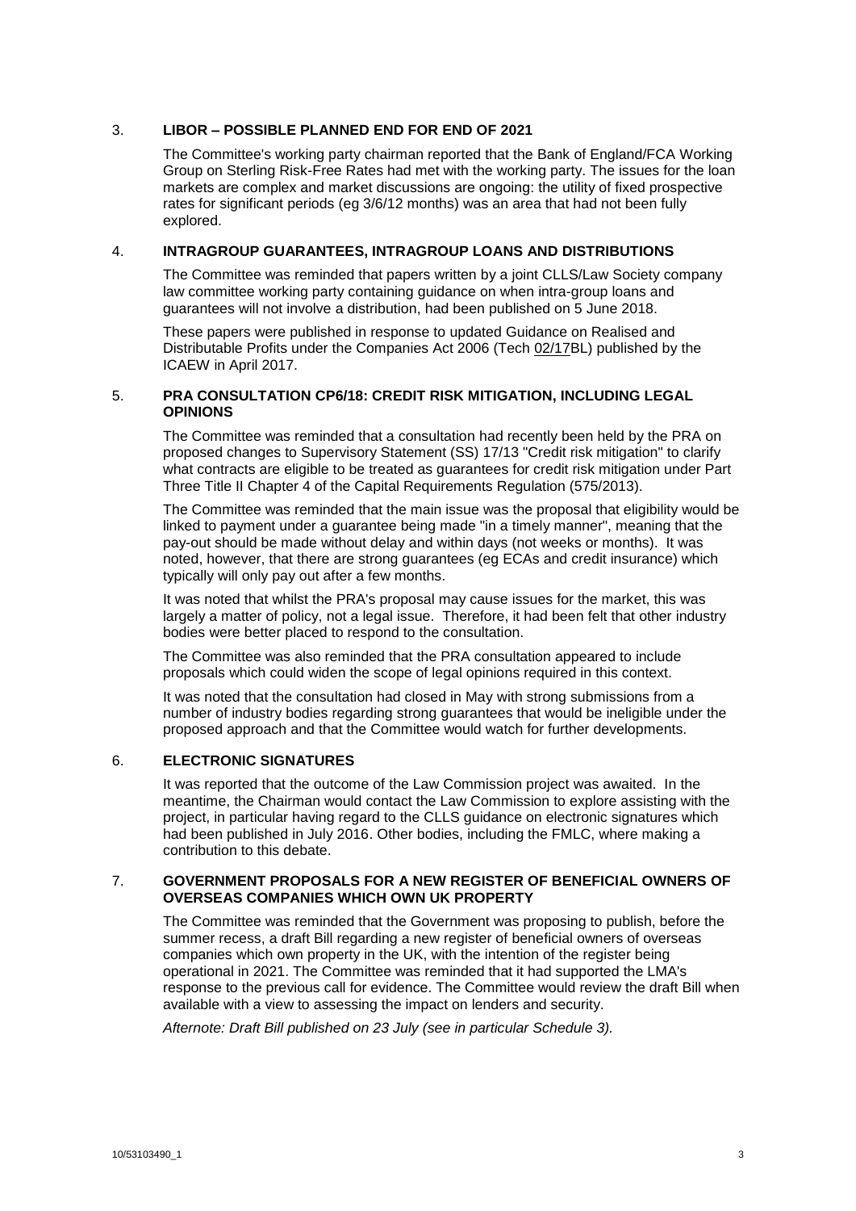## 3. LIBOR – POSSIBLE PLANNED END FOR END OF 2021

The Committee's working party chairman reported that the Bank of England/FCA Working Group on Sterling Risk-Free Rates had met with the working party. The issues for the loan markets are complex and market discussions are ongoing: the utility of fixed prospective rates for significant periods (eg 3/6/12 months) was an area that had not been fully explored.

## 4. INTRAGROUP GUARANTEES, INTRAGROUP LOANS AND DISTRIBUTIONS

The Committee was reminded that papers written by a joint CLLS/Law Society company law committee working party containing guidance on when intra-group loans and guarantees will not involve a distribution, had been published on 5 June 2018.

These papers were published in response to updated Guidance on Realised and Distributable Profits under the Companies Act 2006 (Tech 02/17BL) published by the ICAEW in April 2017.

## 5. PRA CONSULTATION CP6/18: CREDIT RISK MITIGATION, INCLUDING LEGAL OPINIONS

The Committee was reminded that a consultation had recently been held by the PRA on proposed changes to Supervisory Statement (SS) 17/13 "Credit risk mitigation" to clarify what contracts are eligible to be treated as guarantees for credit risk mitigation under Part Three Title II Chapter 4 of the Capital Requirements Regulation (575/2013).

The Committee was reminded that the main issue was the proposal that eligibility would be linked to payment under a guarantee being made "in a timely manner", meaning that the pay-out should be made without delay and within days (not weeks or months). It was noted, however, that there are strong guarantees (eg ECAs and credit insurance) which typically will only pay out after a few months.

It was noted that whilst the PRA's proposal may cause issues for the market, this was largely a matter of policy, not a legal issue. Therefore, it had been felt that other industry bodies were better placed to respond to the consultation.

The Committee was also reminded that the PRA consultation appeared to include proposals which could widen the scope of legal opinions required in this context.

It was noted that the consultation had closed in May with strong submissions from a number of industry bodies regarding strong guarantees that would be ineligible under the proposed approach and that the Committee would watch for further developments.

## 6. ELECTRONIC SIGNATURES

It was reported that the outcome of the Law Commission project was awaited. In the meantime, the Chairman would contact the Law Commission to explore assisting with the project, in particular having regard to the CLLS guidance on electronic signatures which had been published in July 2016. Other bodies, including the FMLC, where making a contribution to this debate.

## 7. GOVERNMENT PROPOSALS FOR A NEW REGISTER OF BENEFICIAL OWNERS OF OVERSEAS COMPANIES WHICH OWN UK PROPERTY

The Committee was reminded that the Government was proposing to publish, before the summer recess, a draft Bill regarding a new register of beneficial owners of overseas companies which own property in the UK, with the intention of the register being operational in 2021. The Committee was reminded that it had supported the LMA's response to the previous call for evidence. The Committee would review the draft Bill when available with a view to assessing the impact on lenders and security.

*Afternote: Draft Bill published on 23 July (see in particular Schedule 3).*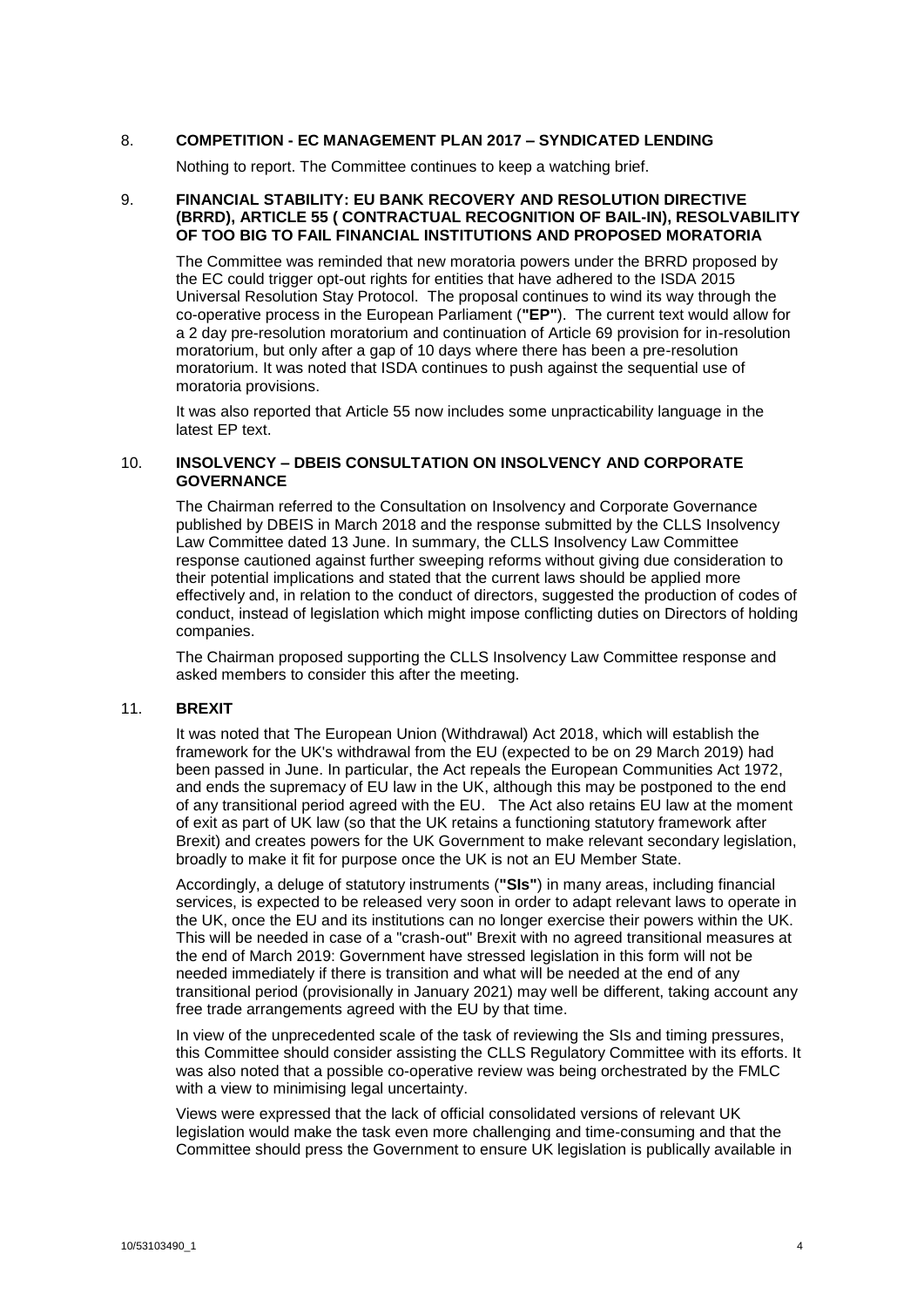8. **COMPETITION - EC MANAGEMENT PLAN 2017 – SYNDICATED LENDING**

Nothing to report. The Committee continues to keep a watching brief.

9. **FINANCIAL STABILITY: EU BANK RECOVERY AND RESOLUTION DIRECTIVE (BRRD), ARTICLE 55 ( CONTRACTUAL RECOGNITION OF BAIL-IN), RESOLVABILITY OF TOO BIG TO FAIL FINANCIAL INSTITUTIONS AND PROPOSED MORATORIA**

The Committee was reminded that new moratoria powers under the BRRD proposed by the EC could trigger opt-out rights for entities that have adhered to the ISDA 2015 Universal Resolution Stay Protocol. The proposal continues to wind its way through the co-operative process in the European Parliament (**"EP"**). The current text would allow for a 2 day pre-resolution moratorium and continuation of Article 69 provision for in-resolution moratorium, but only after a gap of 10 days where there has been a pre-resolution moratorium. It was noted that ISDA continues to push against the sequential use of moratoria provisions.

It was also reported that Article 55 now includes some unpracticability language in the latest EP text.

10. **INSOLVENCY – DBEIS CONSULTATION ON INSOLVENCY AND CORPORATE GOVERNANCE**

The Chairman referred to the Consultation on Insolvency and Corporate Governance published by DBEIS in March 2018 and the response submitted by the CLLS Insolvency Law Committee dated 13 June. In summary, the CLLS Insolvency Law Committee response cautioned against further sweeping reforms without giving due consideration to their potential implications and stated that the current laws should be applied more effectively and, in relation to the conduct of directors, suggested the production of codes of conduct, instead of legislation which might impose conflicting duties on Directors of holding companies.

The Chairman proposed supporting the CLLS Insolvency Law Committee response and asked members to consider this after the meeting.

11. **BREXIT**

It was noted that The European Union (Withdrawal) Act 2018, which will establish the framework for the UK's withdrawal from the EU (expected to be on 29 March 2019) had been passed in June. In particular, the Act repeals the European Communities Act 1972, and ends the supremacy of EU law in the UK, although this may be postponed to the end of any transitional period agreed with the EU. The Act also retains EU law at the moment of exit as part of UK law (so that the UK retains a functioning statutory framework after Brexit) and creates powers for the UK Government to make relevant secondary legislation, broadly to make it fit for purpose once the UK is not an EU Member State.

Accordingly, a deluge of statutory instruments (**"SIs"**) in many areas, including financial services, is expected to be released very soon in order to adapt relevant laws to operate in the UK, once the EU and its institutions can no longer exercise their powers within the UK. This will be needed in case of a "crash-out" Brexit with no agreed transitional measures at the end of March 2019: Government have stressed legislation in this form will not be needed immediately if there is transition and what will be needed at the end of any transitional period (provisionally in January 2021) may well be different, taking account any free trade arrangements agreed with the EU by that time.

In view of the unprecedented scale of the task of reviewing the SIs and timing pressures, this Committee should consider assisting the CLLS Regulatory Committee with its efforts. It was also noted that a possible co-operative review was being orchestrated by the FMLC with a view to minimising legal uncertainty.

Views were expressed that the lack of official consolidated versions of relevant UK legislation would make the task even more challenging and time-consuming and that the Committee should press the Government to ensure UK legislation is publically available in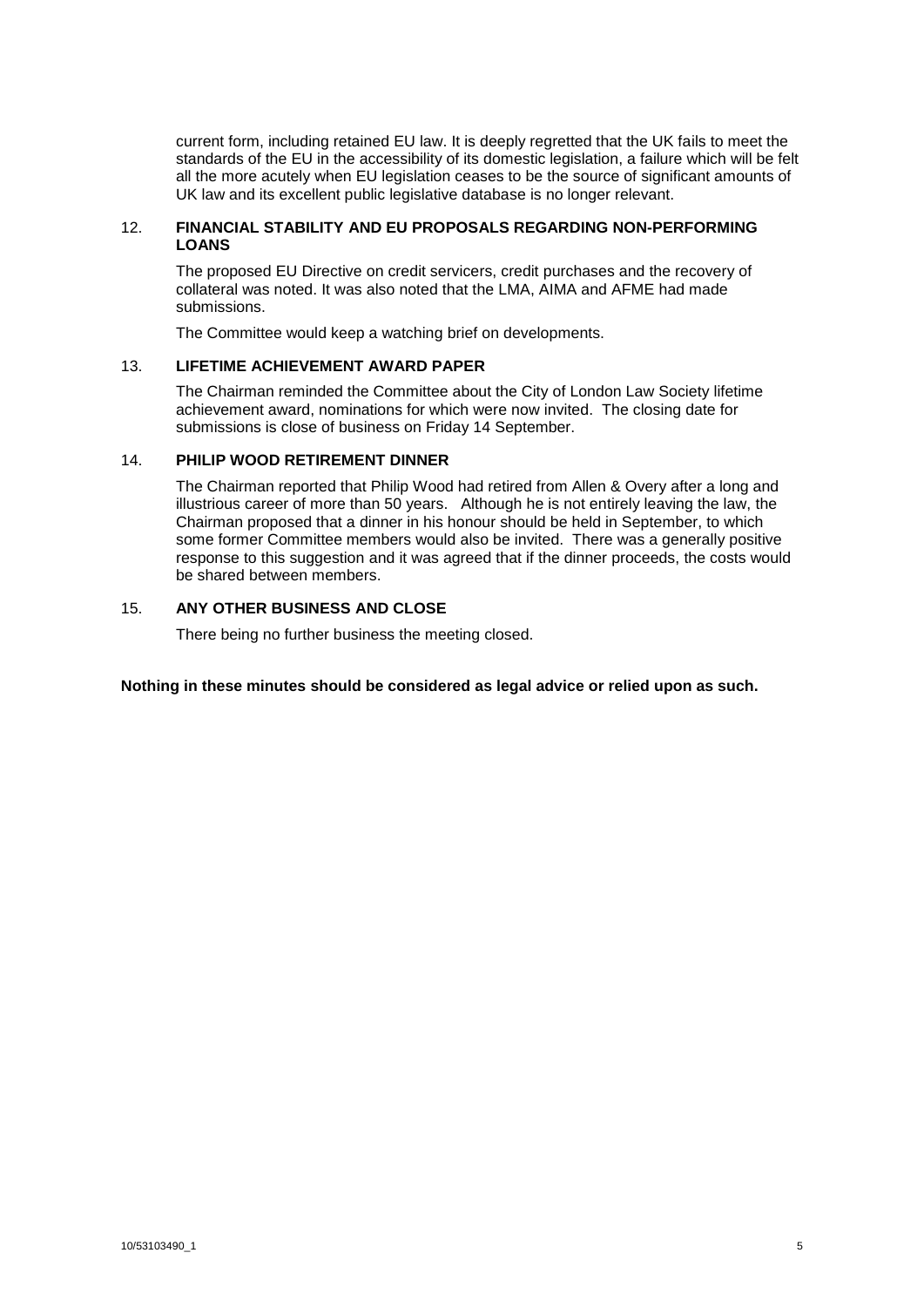current form, including retained EU law. It is deeply regretted that the UK fails to meet the standards of the EU in the accessibility of its domestic legislation, a failure which will be felt all the more acutely when EU legislation ceases to be the source of significant amounts of UK law and its excellent public legislative database is no longer relevant.

## 12. FINANCIAL STABILITY AND EU PROPOSALS REGARDING NON-PERFORMING LOANS

The proposed EU Directive on credit servicers, credit purchases and the recovery of collateral was noted. It was also noted that the LMA, AIMA and AFME had made submissions.

The Committee would keep a watching brief on developments.

## 13. LIFETIME ACHIEVEMENT AWARD PAPER

The Chairman reminded the Committee about the City of London Law Society lifetime achievement award, nominations for which were now invited. The closing date for submissions is close of business on Friday 14 September.

## 14. PHILIP WOOD RETIREMENT DINNER

The Chairman reported that Philip Wood had retired from Allen & Overy after a long and illustrious career of more than 50 years. Although he is not entirely leaving the law, the Chairman proposed that a dinner in his honour should be held in September, to which some former Committee members would also be invited. There was a generally positive response to this suggestion and it was agreed that if the dinner proceeds, the costs would be shared between members.

## 15. ANY OTHER BUSINESS AND CLOSE

There being no further business the meeting closed.

**Nothing in these minutes should be considered as legal advice or relied upon as such.**